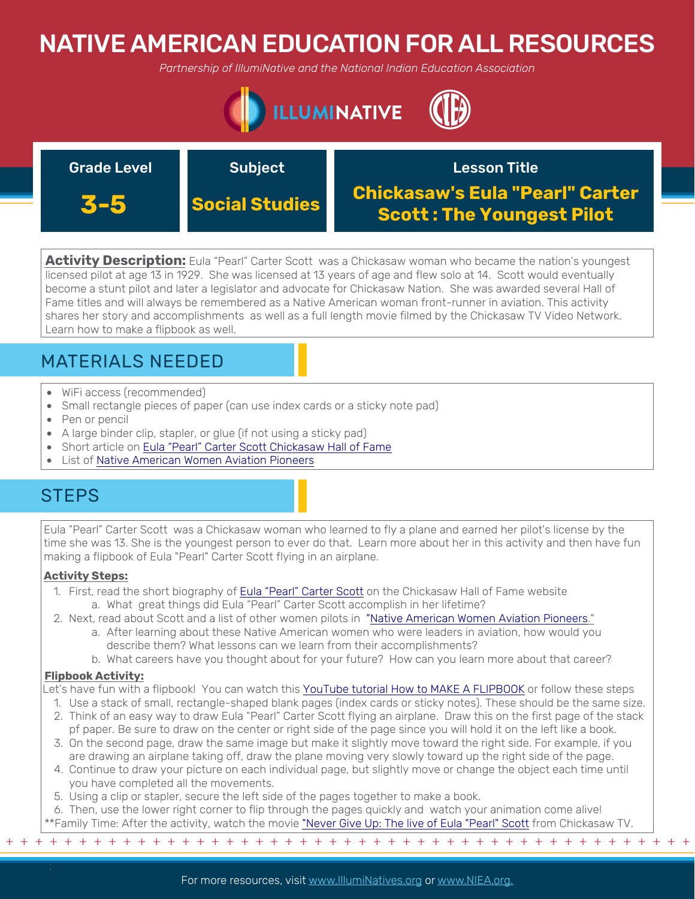# NATIVE AMERICAN EDUCATION FOR ALL RESOURCES

*Partnership of IllumiNative and the National Indian Education Association*

| Grade Level | Subject | Lesson Title |
| --- | --- | --- |
| **3-5** | **Social Studies** | **Chickasaw's Eula "Pearl" Carter Scott : The Youngest Pilot** |

**Activity Description:** Eula "Pearl" Carter Scott was a Chickasaw woman who became the nation's youngest licensed pilot at age 13 in 1929. She was licensed at 13 years of age and flew solo at 14. Scott would eventually become a stunt pilot and later a legislator and advocate for Chickasaw Nation. She was awarded several Hall of Fame titles and will always be remembered as a Native American woman front-runner in aviation. This activity shares her story and accomplishments as well as a full length movie filmed by the Chickasaw TV Video Network. Learn how to make a flipbook as well.

## MATERIALS NEEDED

- WiFi access (recommended)
- Small rectangle pieces of paper (can use index cards or a sticky note pad)
- Pen or pencil
- A large binder clip, stapler, or glue (if not using a sticky pad)
- Short article on Eula "Pearl" Carter Scott Chickasaw Hall of Fame
- List of Native American Women Aviation Pioneers

## STEPS

Eula "Pearl" Carter Scott was a Chickasaw woman who learned to fly a plane and earned her pilot's license by the time she was 13. She is the youngest person to ever do that. Learn more about her in this activity and then have fun making a flipbook of Eula "Pearl" Carter Scott flying in an airplane.

**Activity Steps:**

1. First, read the short biography of Eula "Pearl" Carter Scott on the Chickasaw Hall of Fame website
   a. What great things did Eula "Pearl" Carter Scott accomplish in her lifetime?
2. Next, read about Scott and a list of other women pilots in "Native American Women Aviation Pioneers."
   a. After learning about these Native American women who were leaders in aviation, how would you describe them? What lessons can we learn from their accomplishments?
   b. What careers have you thought about for your future? How can you learn more about that career?

**Flipbook Activity:**

Let's have fun with a flipbook! You can watch this YouTube tutorial How to MAKE A FLIPBOOK or follow these steps

1. Use a stack of small, rectangle-shaped blank pages (index cards or sticky notes). These should be the same size.
2. Think of an easy way to draw Eula "Pearl" Carter Scott flying an airplane. Draw this on the first page of the stack pf paper. Be sure to draw on the center or right side of the page since you will hold it on the left like a book.
3. On the second page, draw the same image but make it slightly move toward the right side. For example, if you are drawing an airplane taking off, draw the plane moving very slowly toward up the right side of the page.
4. Continue to draw your picture on each individual page, but slightly move or change the object each time until you have completed all the movements.
5. Using a clip or stapler, secure the left side of the pages together to make a book.
6. Then, use the lower right corner to flip through the pages quickly and watch your animation come alive!

**Family Time: After the activity, watch the movie "Never Give Up: The live of Eula "Pearl" Scott from Chickasaw TV.

For more resources, visit www.IllumiNatives.org or www.NIEA.org.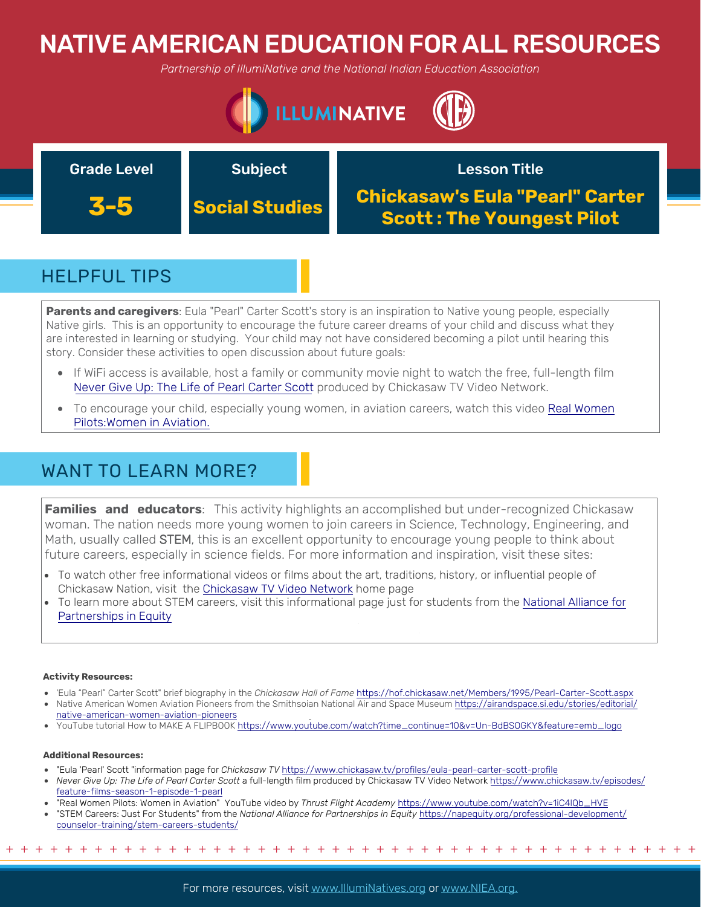# NATIVE AMERICAN EDUCATION FOR ALL RESOURCES

*Partnership of IllumiNative and the National Indian Education Association*

| Grade Level | Subject | Lesson Title |
|---|---|---|
| **3-5** | **Social Studies** | **Chickasaw's Eula "Pearl" Carter Scott : The Youngest Pilot** |

## HELPFUL TIPS

**Parents and caregivers**: Eula "Pearl" Carter Scott's story is an inspiration to Native young people, especially Native girls. This is an opportunity to encourage the future career dreams of your child and discuss what they are interested in learning or studying. Your child may not have considered becoming a pilot until hearing this story. Consider these activities to open discussion about future goals:

- If WiFi access is available, host a family or community movie night to watch the free, full-length film Never Give Up: The Life of Pearl Carter Scott produced by Chickasaw TV Video Network.
- To encourage your child, especially young women, in aviation careers, watch this video Real Women Pilots:Women in Aviation.

## WANT TO LEARN MORE?

**Families and educators**: This activity highlights an accomplished but under-recognized Chickasaw woman. The nation needs more young women to join careers in Science, Technology, Engineering, and Math, usually called STEM, this is an excellent opportunity to encourage young people to think about future careers, especially in science fields. For more information and inspiration, visit these sites:

- To watch other free informational videos or films about the art, traditions, history, or influential people of Chickasaw Nation, visit the Chickasaw TV Video Network home page
- To learn more about STEM careers, visit this informational page just for students from the National Alliance for Partnerships in Equity

**Activity Resources:**

- 'Eula "Pearl" Carter Scott" brief biography in the *Chickasaw Hall of Fame* https://hof.chickasaw.net/Members/1995/Pearl-Carter-Scott.aspx
- Native American Women Aviation Pioneers from the Smithsoian National Air and Space Museum https://airandspace.si.edu/stories/editorial/native-american-women-aviation-pioneers
- YouTube tutorial How to MAKE A FLIPBOOK https://www.youtube.com/watch?time_continue=10&v=Un-BdBSOGKY&feature=emb_logo

**Additional Resources:**

- "Eula 'Pearl' Scott "information page for *Chickasaw TV* https://www.chickasaw.tv/profiles/eula-pearl-carter-scott-profile
- *Never Give Up: The Life of Pearl Carter Scott* a full-length film produced by Chickasaw TV Video Network https://www.chickasaw.tv/episodes/feature-films-season-1-episode-1-pearl
- "Real Women Pilots: Women in Aviation" YouTube video by *Thrust Flight Academy* https://www.youtube.com/watch?v=1iC4lQb_HVE
- "STEM Careers: Just For Students" from the *National Alliance for Partnerships in Equity* https://napequity.org/professional-development/counselor-training/stem-careers-students/

For more resources, visit www.IllumiNatives.org or www.NIEA.org.